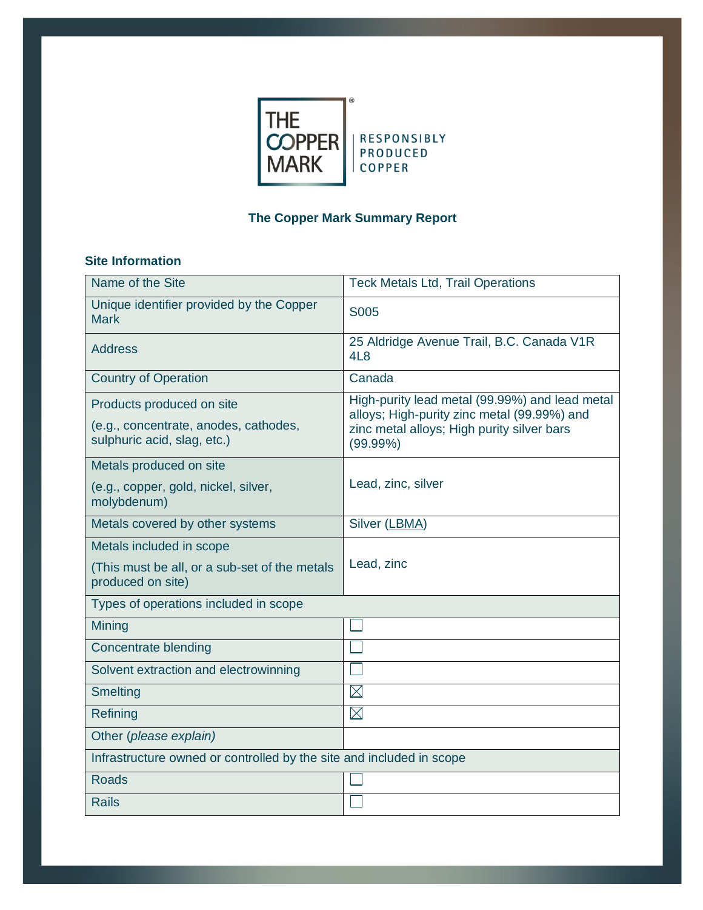THE COPPER MARK

RESPONSIBLY PRODUCED COPPER

# The Copper Mark Summary Report

## Site Information

| | |
|---|---|
| Name of the Site | Teck Metals Ltd, Trail Operations |
| Unique identifier provided by the Copper Mark | S005 |
| Address | 25 Aldridge Avenue Trail, B.C. Canada V1R 4L8 |
| Country of Operation | Canada |
| Products produced on site (e.g., concentrate, anodes, cathodes, sulphuric acid, slag, etc.) | High-purity lead metal (99.99%) and lead metal alloys; High-purity zinc metal (99.99%) and zinc metal alloys; High purity silver bars (99.99%) |
| Metals produced on site (e.g., copper, gold, nickel, silver, molybdenum) | Lead, zinc, silver |
| Metals covered by other systems | Silver (LBMA) |
| Metals included in scope (This must be all, or a sub-set of the metals produced on site) | Lead, zinc |
| **Types of operations included in scope** | |
| Mining | ☐ |
| Concentrate blending | ☐ |
| Solvent extraction and electrowinning | ☐ |
| Smelting | ☒ |
| Refining | ☒ |
| Other *(please explain)* | |
| **Infrastructure owned or controlled by the site and included in scope** | |
| Roads | ☐ |
| Rails | ☐ |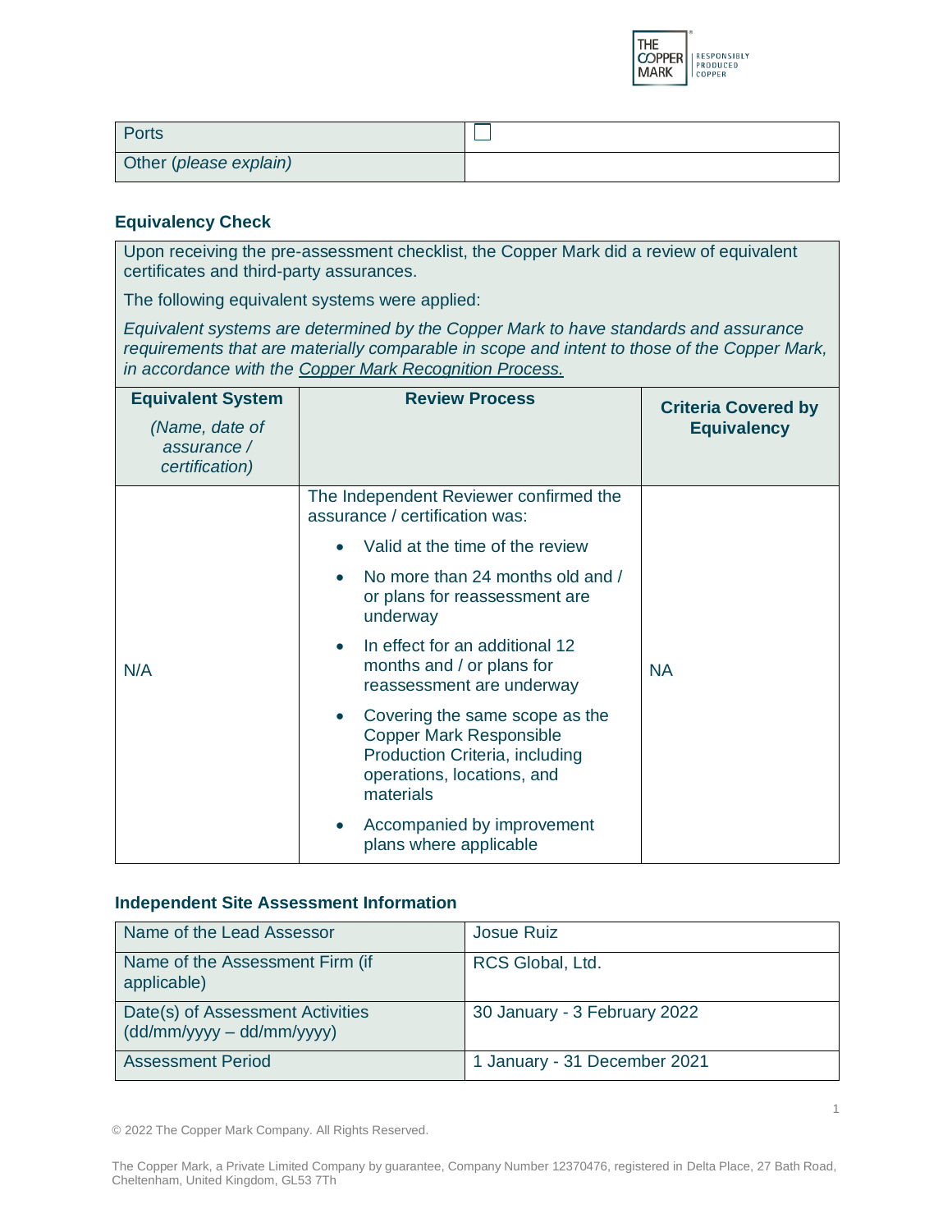| Ports | ☐ |
| --- | --- |
| Other (*please explain)* | |

### Equivalency Check

Upon receiving the pre-assessment checklist, the Copper Mark did a review of equivalent certificates and third-party assurances.

The following equivalent systems were applied:

*Equivalent systems are determined by the Copper Mark to have standards and assurance requirements that are materially comparable in scope and intent to those of the Copper Mark, in accordance with the* *Copper Mark Recognition Process.*

| **Equivalent System** *(Name, date of assurance / certification)* | **Review Process** | **Criteria Covered by Equivalency** |
| --- | --- | --- |
| N/A | The Independent Reviewer confirmed the assurance / certification was: <br>• Valid at the time of the review <br>• No more than 24 months old and / or plans for reassessment are underway <br>• In effect for an additional 12 months and / or plans for reassessment are underway <br>• Covering the same scope as the Copper Mark Responsible Production Criteria, including operations, locations, and materials <br>• Accompanied by improvement plans where applicable | NA |

### Independent Site Assessment Information

| Name of the Lead Assessor | Josue Ruiz |
| --- | --- |
| Name of the Assessment Firm (if applicable) | RCS Global, Ltd. |
| Date(s) of Assessment Activities (dd/mm/yyyy – dd/mm/yyyy) | 30 January - 3 February 2022 |
| Assessment Period | 1 January - 31 December 2021 |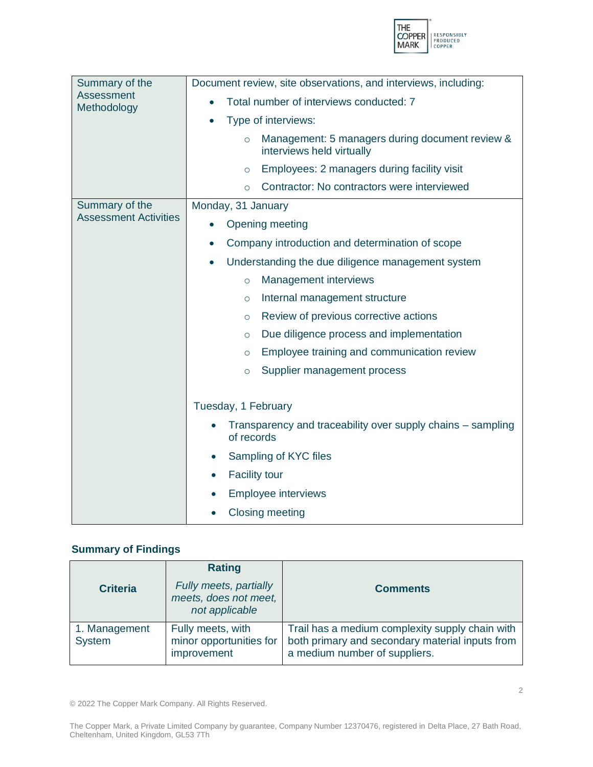| Summary of the Assessment Methodology | Document review, site observations, and interviews, including:<br>• Total number of interviews conducted: 7<br>• Type of interviews:<br>&nbsp;&nbsp;&nbsp;&nbsp;○ Management: 5 managers during document review & interviews held virtually<br>&nbsp;&nbsp;&nbsp;&nbsp;○ Employees: 2 managers during facility visit<br>&nbsp;&nbsp;&nbsp;&nbsp;○ Contractor: No contractors were interviewed |
|---|---|
| Summary of the Assessment Activities | Monday, 31 January<br>• Opening meeting<br>• Company introduction and determination of scope<br>• Understanding the due diligence management system<br>&nbsp;&nbsp;&nbsp;&nbsp;○ Management interviews<br>&nbsp;&nbsp;&nbsp;&nbsp;○ Internal management structure<br>&nbsp;&nbsp;&nbsp;&nbsp;○ Review of previous corrective actions<br>&nbsp;&nbsp;&nbsp;&nbsp;○ Due diligence process and implementation<br>&nbsp;&nbsp;&nbsp;&nbsp;○ Employee training and communication review<br>&nbsp;&nbsp;&nbsp;&nbsp;○ Supplier management process<br><br>Tuesday, 1 February<br>• Transparency and traceability over supply chains – sampling of records<br>• Sampling of KYC files<br>• Facility tour<br>• Employee interviews<br>• Closing meeting |

## Summary of Findings

| Criteria | Rating<br>*Fully meets, partially meets, does not meet, not applicable* | Comments |
|---|---|---|
| 1. Management System | Fully meets, with minor opportunities for improvement | Trail has a medium complexity supply chain with both primary and secondary material inputs from a medium number of suppliers. |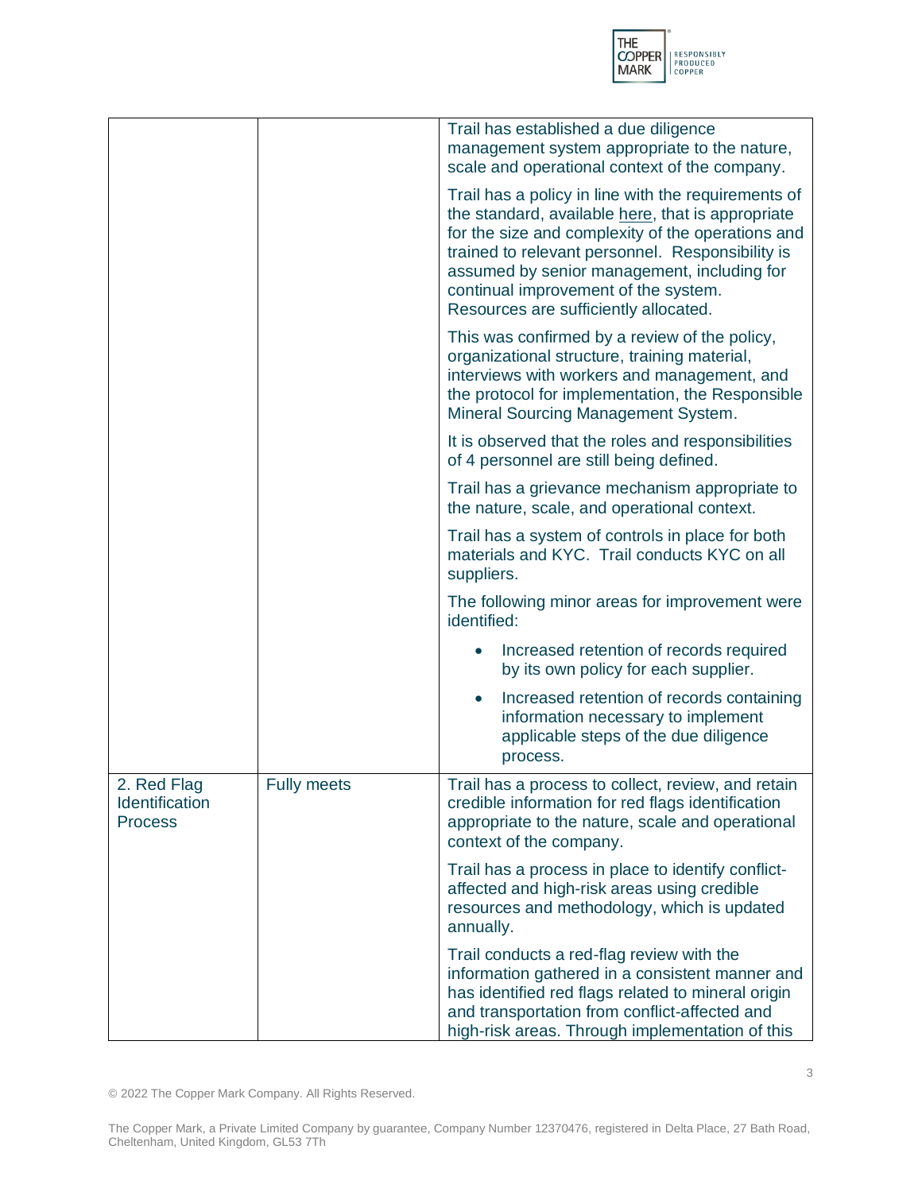| | | |
|---|---|---|
| | | Trail has established a due diligence management system appropriate to the nature, scale and operational context of the company.<br><br>Trail has a policy in line with the requirements of the standard, available here, that is appropriate for the size and complexity of the operations and trained to relevant personnel. Responsibility is assumed by senior management, including for continual improvement of the system. Resources are sufficiently allocated.<br><br>This was confirmed by a review of the policy, organizational structure, training material, interviews with workers and management, and the protocol for implementation, the Responsible Mineral Sourcing Management System.<br><br>It is observed that the roles and responsibilities of 4 personnel are still being defined.<br><br>Trail has a grievance mechanism appropriate to the nature, scale, and operational context.<br><br>Trail has a system of controls in place for both materials and KYC. Trail conducts KYC on all suppliers.<br><br>The following minor areas for improvement were identified:<br><br>• Increased retention of records required by its own policy for each supplier.<br>• Increased retention of records containing information necessary to implement applicable steps of the due diligence process. |
| 2. Red Flag Identification Process | Fully meets | Trail has a process to collect, review, and retain credible information for red flags identification appropriate to the nature, scale and operational context of the company.<br><br>Trail has a process in place to identify conflict-affected and high-risk areas using credible resources and methodology, which is updated annually.<br><br>Trail conducts a red-flag review with the information gathered in a consistent manner and has identified red flags related to mineral origin and transportation from conflict-affected and high-risk areas. Through implementation of this |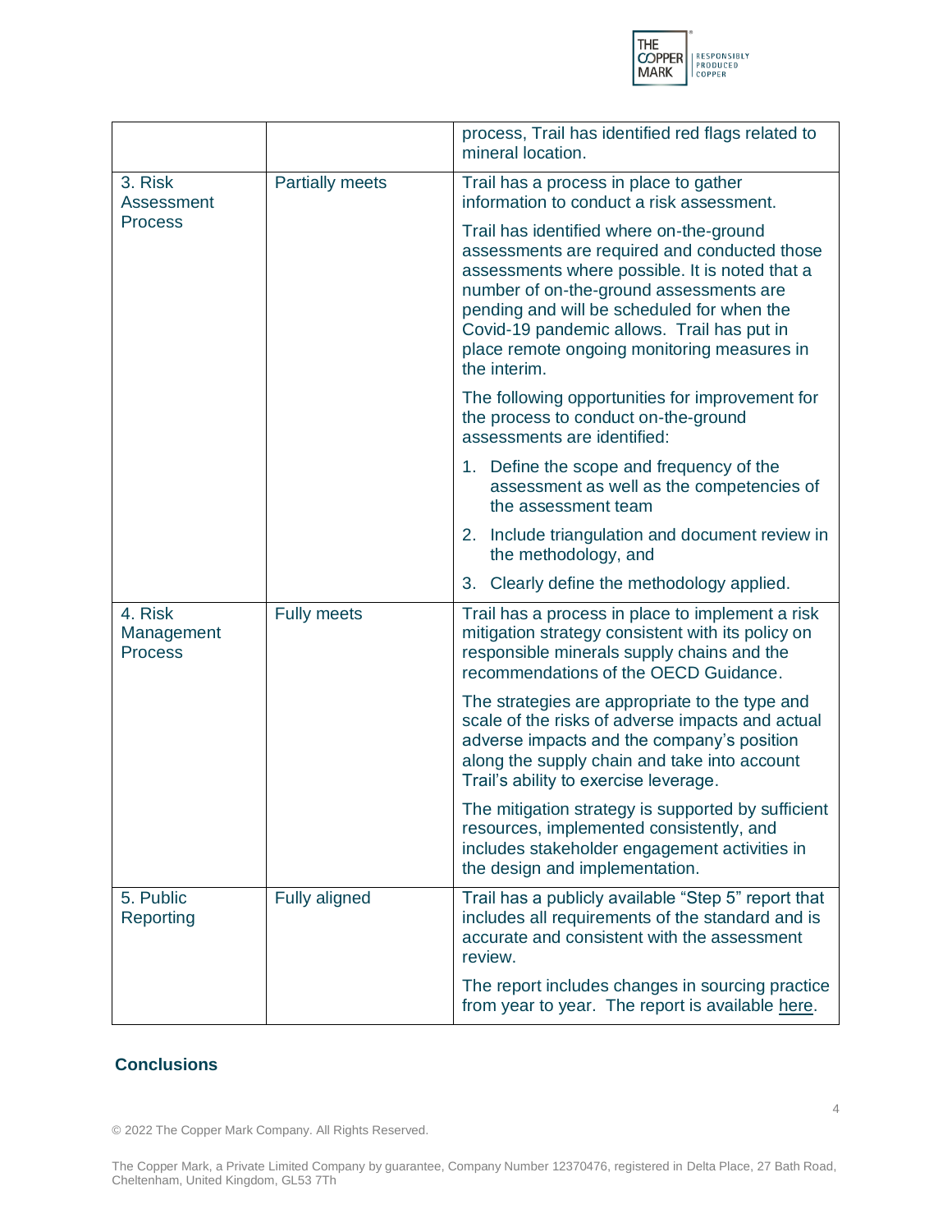| | | |
|---|---|---|
| | | process, Trail has identified red flags related to mineral location. |
| 3. Risk Assessment Process | Partially meets | Trail has a process in place to gather information to conduct a risk assessment.<br><br>Trail has identified where on-the-ground assessments are required and conducted those assessments where possible. It is noted that a number of on-the-ground assessments are pending and will be scheduled for when the Covid-19 pandemic allows. Trail has put in place remote ongoing monitoring measures in the interim.<br><br>The following opportunities for improvement for the process to conduct on-the-ground assessments are identified:<br><br>1. Define the scope and frequency of the assessment as well as the competencies of the assessment team<br>2. Include triangulation and document review in the methodology, and<br>3. Clearly define the methodology applied. |
| 4. Risk Management Process | Fully meets | Trail has a process in place to implement a risk mitigation strategy consistent with its policy on responsible minerals supply chains and the recommendations of the OECD Guidance.<br><br>The strategies are appropriate to the type and scale of the risks of adverse impacts and actual adverse impacts and the company's position along the supply chain and take into account Trail's ability to exercise leverage.<br><br>The mitigation strategy is supported by sufficient resources, implemented consistently, and includes stakeholder engagement activities in the design and implementation. |
| 5. Public Reporting | Fully aligned | Trail has a publicly available "Step 5" report that includes all requirements of the standard and is accurate and consistent with the assessment review.<br><br>The report includes changes in sourcing practice from year to year. The report is available here. |

## Conclusions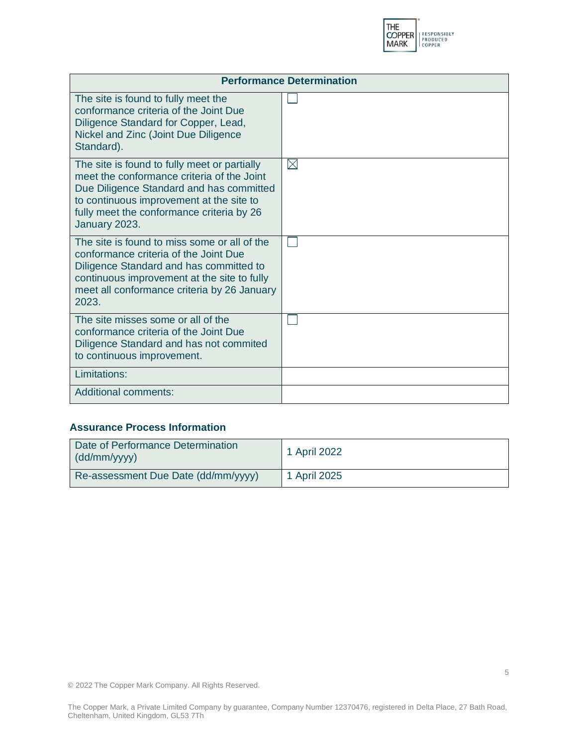| Performance Determination | |
|---|---|
| The site is found to fully meet the conformance criteria of the Joint Due Diligence Standard for Copper, Lead, Nickel and Zinc (Joint Due Diligence Standard). | ☐ |
| The site is found to fully meet or partially meet the conformance criteria of the Joint Due Diligence Standard and has committed to continuous improvement at the site to fully meet the conformance criteria by 26 January 2023. | ☒ |
| The site is found to miss some or all of the conformance criteria of the Joint Due Diligence Standard and has committed to continuous improvement at the site to fully meet all conformance criteria by 26 January 2023. | ☐ |
| The site misses some or all of the conformance criteria of the Joint Due Diligence Standard and has not commited to continuous improvement. | ☐ |
| Limitations: | |
| Additional comments: | |

### Assurance Process Information

| | |
|---|---|
| Date of Performance Determination (dd/mm/yyyy) | 1 April 2022 |
| Re-assessment Due Date (dd/mm/yyyy) | 1 April 2025 |

© 2022 The Copper Mark Company. All Rights Reserved.

The Copper Mark, a Private Limited Company by guarantee, Company Number 12370476, registered in Delta Place, 27 Bath Road, Cheltenham, United Kingdom, GL53 7Th